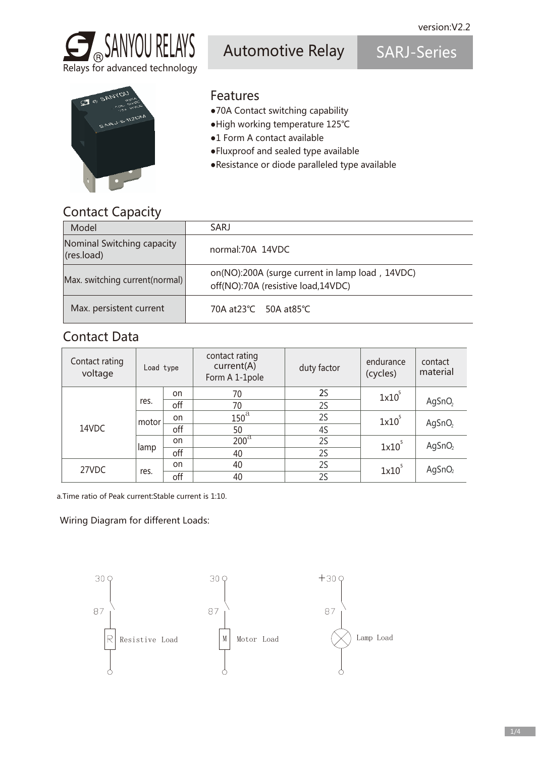version:V2.2

SANYOU RELAYS
Relays for advanced technology

# Automotive Relay SARJ-Series

## Features

- 70A Contact switching capability
- High working temperature 125℃
- 1 Form A contact available
- Fluxproof and sealed type available
- Resistance or diode paralleled type available

## Contact Capacity

| Model | SARJ |
|---|---|
| Nominal Switching capacity (res.load) | normal:70A 14VDC |
| Max. switching current(normal) | on(NO):200A (surge current in lamp load，14VDC)<br>off(NO):70A (resistive load,14VDC) |
| Max. persistent current | 70A at23℃ 50A at85℃ |

## Contact Data

| Contact rating voltage | Load type | | contact rating current(A) Form A 1-1pole | duty factor | endurance (cycles) | contact material |
|---|---|---|---|---|---|---|
| 14VDC | res. | on | 70 | 2S | $1x10^5$ | $AgSnO_2$ |
| | | off | 70 | 2S | | |
| | motor | on | 150[a] | 2S | $1x10^5$ | $AgSnO_2$ |
| | | off | 50 | 4S | | |
| | lamp | on | 200[a] | 2S | $1x10^5$ | $AgSnO_2$ |
| | | off | 40 | 2S | | |
| 27VDC | res. | on | 40 | 2S | $1x10^5$ | $AgSnO_2$ |
| | | off | 40 | 2S | | |

a.Time ratio of Peak current:Stable current is 1:10.

Wiring Diagram for different Loads:

30, 87, R Resistive Load

30, 87, M Motor Load

+30, 87, Lamp Load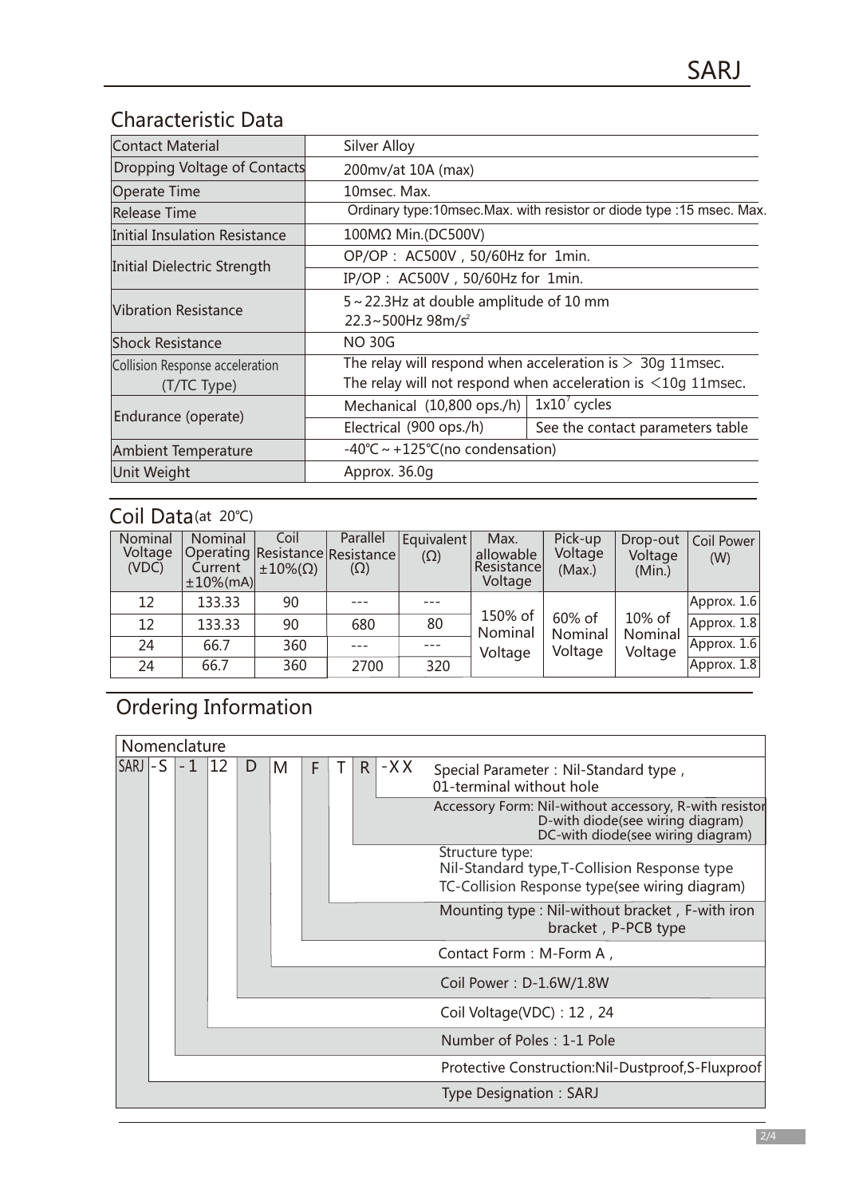## Characteristic Data

| | | |
|---|---|---|
| Contact Material | Silver Alloy | |
| Dropping Voltage of Contacts | 200mv/at 10A (max) | |
| Operate Time | 10msec. Max. | |
| Release Time | Ordinary type:10msec.Max. with resistor or diode type :15 msec. Max. | |
| Initial Insulation Resistance | 100MΩ Min.(DC500V) | |
| Initial Dielectric Strength | OP/OP： AC500V，50/60Hz for 1min. | |
| | IP/OP： AC500V，50/60Hz for 1min. | |
| Vibration Resistance | 5～22.3Hz at double amplitude of 10 mm<br>22.3~500Hz 98m/$s^2$ | |
| Shock Resistance | NO 30G | |
| Collision Response acceleration (T/TC Type) | The relay will respond when acceleration is ＞ 30g 11msec.<br>The relay will not respond when acceleration is ＜10g 11msec. | |
| Endurance (operate) | Mechanical (10,800 ops./h) | $1x10^7$ cycles |
| | Electrical (900 ops./h) | See the contact parameters table |
| Ambient Temperature | -40℃～+125℃(no condensation) | |
| Unit Weight | Approx. 36.0g | |

## Coil Data (at 20℃)

| Nominal Voltage (VDC) | Nominal Operating Current ±10%(mA) | Coil Resistance ±10%(Ω) | Parallel Resistance (Ω) | Equivalent (Ω) | Max. allowable Resistance Voltage | Pick-up Voltage (Max.) | Drop-out Voltage (Min.) | Coil Power (W) |
|---|---|---|---|---|---|---|---|---|
| 12 | 133.33 | 90 | --- | --- | 150% of Nominal Voltage | 60% of Nominal Voltage | 10% of Nominal Voltage | Approx. 1.6 |
| 12 | 133.33 | 90 | 680 | 80 | | | | Approx. 1.8 |
| 24 | 66.7 | 360 | --- | --- | | | | Approx. 1.6 |
| 24 | 66.7 | 360 | 2700 | 320 | | | | Approx. 1.8 |

## Ordering Information

**Nomenclature**

SARJ -S -1 12 D M F T R -XX

| Code | Description |
|---|---|
| -XX | Special Parameter：Nil-Standard type，01-terminal without hole |
| R | Accessory Form: Nil-without accessory, R-with resistor, D-with diode(see wiring diagram), DC-with diode(see wiring diagram) |
| T | Structure type: Nil-Standard type,T-Collision Response type, TC-Collision Response type(see wiring diagram) |
| F | Mounting type : Nil-without bracket，F-with iron bracket，P-PCB type |
| M | Contact Form：M-Form A， |
| D | Coil Power：D-1.6W/1.8W |
| 12 | Coil Voltage(VDC)：12，24 |
| -1 | Number of Poles：1-1 Pole |
| -S | Protective Construction:Nil-Dustproof,S-Fluxproof |
| SARJ | Type Designation：SARJ |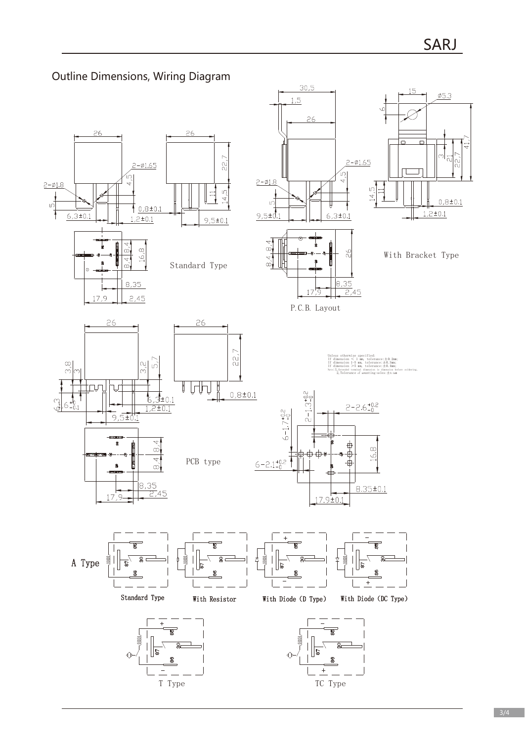## Outline Dimensions, Wiring Diagram

Standard Type

With Bracket Type

P.C.B. Layout

PCB type

Unless otherwise specified:
If dimension < 1 mm, tolerance: ±0.2mm;
If dimension 1-5 mm, tolerance: ±0.3mm;
If dimension >5 mm, tolerance: ±0.4mm;
Note: 1. Extended terminal dimension is dimension before soldering.
2. Tolerance of mounting holes: ±0.1mm

A Type

Standard Type

With Resistor

With Diode (D Type)

With Diode (DC Type)

T Type

TC Type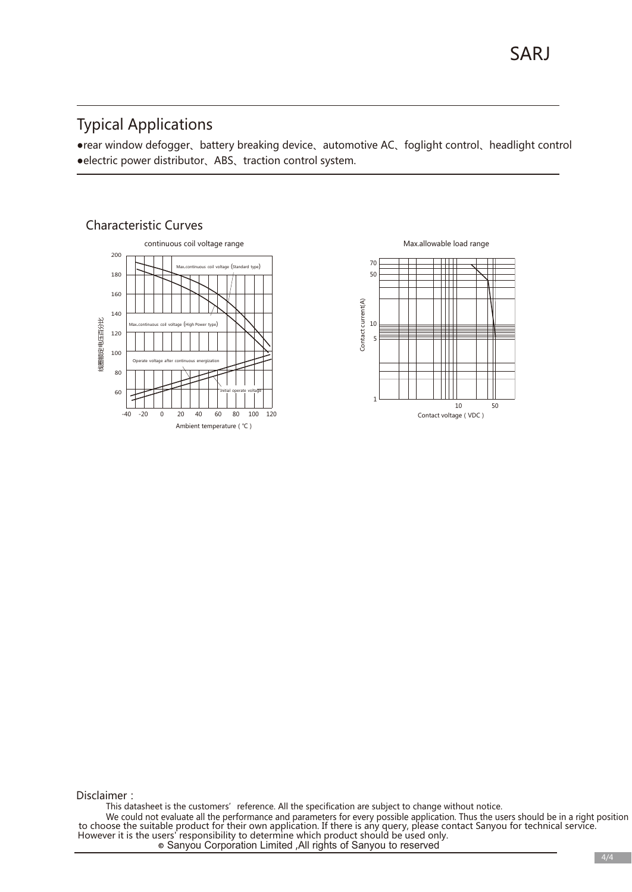## Typical Applications

●rear window defogger、battery breaking device、automotive AC、foglight control、headlight control
●electric power distributor、ABS、traction control system.

## Characteristic Curves

continuous coil voltage range

线圈额定电压百分比

200
180
160
140
120
100
80
60

-40 -20 0 20 40 60 80 100 120

Ambient temperature ( ℃ )

Max.continuous coil voltage (Standard type)

Max.continuous coil voltage (High Power type)

Operate voltage after continuous energization

Initial operate voltage

Max.allowable load range

Contact current(A)

70
50
10
5
1

10 50

Contact voltage ( VDC )

Disclaimer：

This datasheet is the customers' reference. All the specification are subject to change without notice.

We could not evaluate all the performance and parameters for every possible application. Thus the users should be in a right position to choose the suitable product for their own application. If there is any query, please contact Sanyou for technical service. However it is the users' responsibility to determine which product should be used only.

© Sanyou Corporation Limited ,All rights of Sanyou to reserved